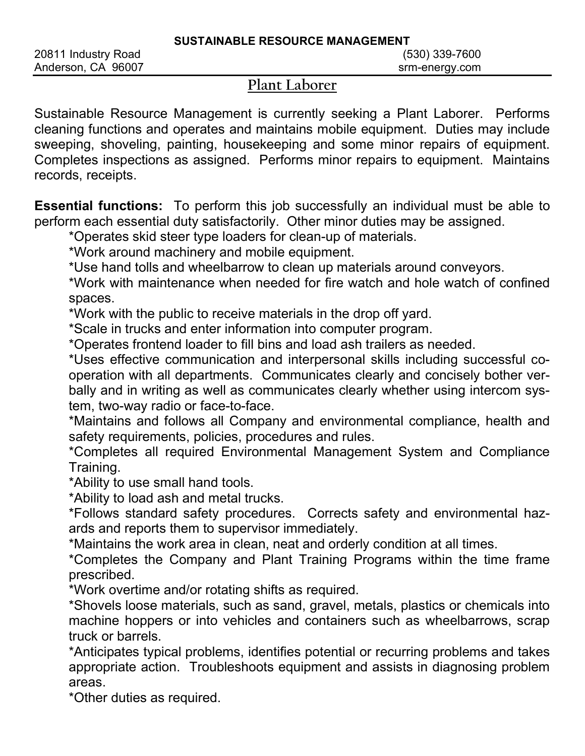**SUSTAINABLE RESOURCE MANAGEMENT**

20811 Industry Road
Anderson, CA 96007

(530) 339-7600
srm-energy.com

# Plant Laborer

Sustainable Resource Management is currently seeking a Plant Laborer. Performs cleaning functions and operates and maintains mobile equipment. Duties may include sweeping, shoveling, painting, housekeeping and some minor repairs of equipment. Completes inspections as assigned. Performs minor repairs to equipment. Maintains records, receipts.

**Essential functions:** To perform this job successfully an individual must be able to perform each essential duty satisfactorily. Other minor duties may be assigned.

*Operates skid steer type loaders for clean-up of materials.

*Work around machinery and mobile equipment.

*Use hand tolls and wheelbarrow to clean up materials around conveyors.

*Work with maintenance when needed for fire watch and hole watch of confined spaces.

*Work with the public to receive materials in the drop off yard.

*Scale in trucks and enter information into computer program.

*Operates frontend loader to fill bins and load ash trailers as needed.

*Uses effective communication and interpersonal skills including successful co-operation with all departments. Communicates clearly and concisely bother verbally and in writing as well as communicates clearly whether using intercom system, two-way radio or face-to-face.

*Maintains and follows all Company and environmental compliance, health and safety requirements, policies, procedures and rules.

*Completes all required Environmental Management System and Compliance Training.

*Ability to use small hand tools.

*Ability to load ash and metal trucks.

*Follows standard safety procedures. Corrects safety and environmental hazards and reports them to supervisor immediately.

*Maintains the work area in clean, neat and orderly condition at all times.

*Completes the Company and Plant Training Programs within the time frame prescribed.

*Work overtime and/or rotating shifts as required.

*Shovels loose materials, such as sand, gravel, metals, plastics or chemicals into machine hoppers or into vehicles and containers such as wheelbarrows, scrap truck or barrels.

*Anticipates typical problems, identifies potential or recurring problems and takes appropriate action. Troubleshoots equipment and assists in diagnosing problem areas.

*Other duties as required.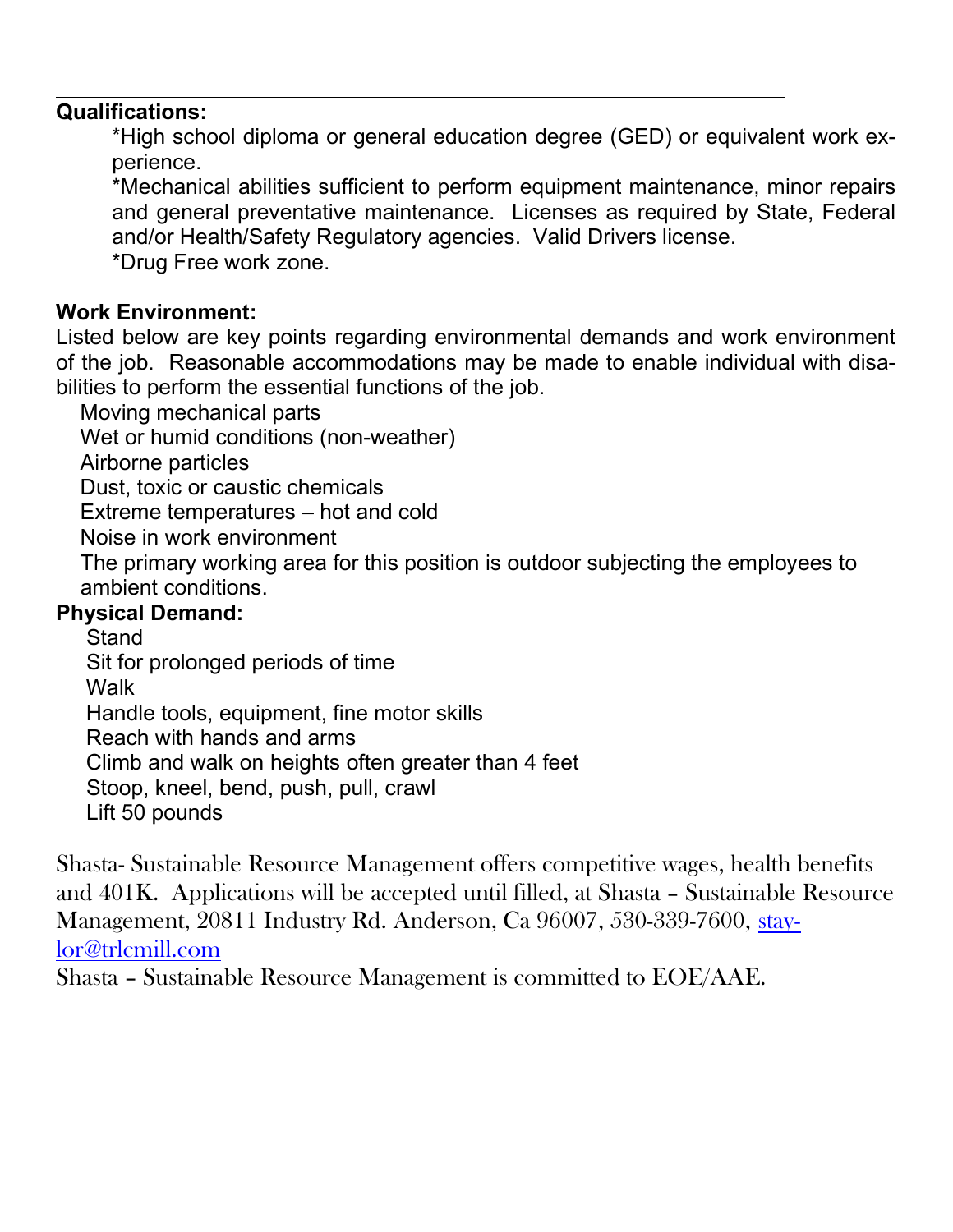**Qualifications:**

*High school diploma or general education degree (GED) or equivalent work experience.

*Mechanical abilities sufficient to perform equipment maintenance, minor repairs and general preventative maintenance. Licenses as required by State, Federal and/or Health/Safety Regulatory agencies. Valid Drivers license.

*Drug Free work zone.

**Work Environment:**

Listed below are key points regarding environmental demands and work environment of the job. Reasonable accommodations may be made to enable individual with disabilities to perform the essential functions of the job.

Moving mechanical parts
Wet or humid conditions (non-weather)
Airborne particles
Dust, toxic or caustic chemicals
Extreme temperatures – hot and cold
Noise in work environment
The primary working area for this position is outdoor subjecting the employees to ambient conditions.

**Physical Demand:**

Stand
Sit for prolonged periods of time
Walk
Handle tools, equipment, fine motor skills
Reach with hands and arms
Climb and walk on heights often greater than 4 feet
Stoop, kneel, bend, push, pull, crawl
Lift 50 pounds

Shasta- Sustainable Resource Management offers competitive wages, health benefits and 401K. Applications will be accepted until filled, at Shasta – Sustainable Resource Management, 20811 Industry Rd. Anderson, Ca 96007, 530-339-7600, staylor@trlcmill.com

Shasta – Sustainable Resource Management is committed to EOE/AAE.